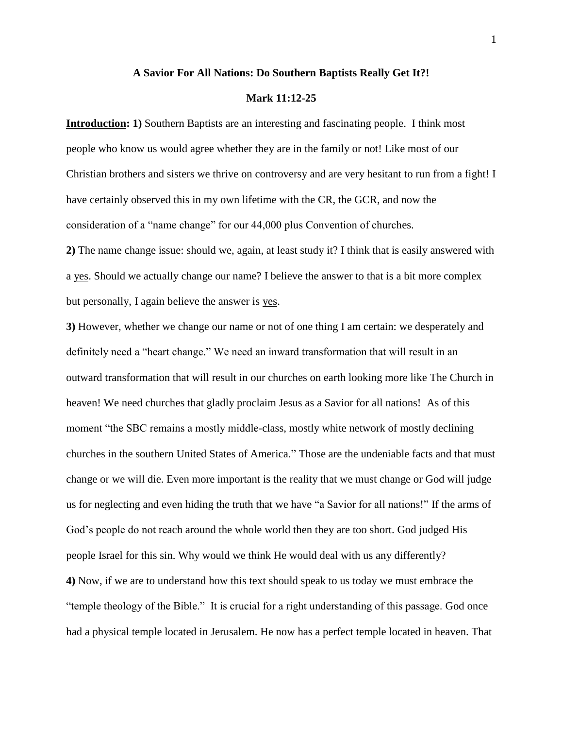**A Savior For All Nations: Do Southern Baptists Really Get It?!**

**Mark 11:12-25**

**Introduction: 1)** Southern Baptists are an interesting and fascinating people. I think most people who know us would agree whether they are in the family or not! Like most of our Christian brothers and sisters we thrive on controversy and are very hesitant to run from a fight! I have certainly observed this in my own lifetime with the CR, the GCR, and now the consideration of a "name change" for our 44,000 plus Convention of churches.

**2)** The name change issue: should we, again, at least study it? I think that is easily answered with a yes. Should we actually change our name? I believe the answer to that is a bit more complex but personally, I again believe the answer is yes.

**3)** However, whether we change our name or not of one thing I am certain: we desperately and definitely need a "heart change." We need an inward transformation that will result in an outward transformation that will result in our churches on earth looking more like The Church in heaven! We need churches that gladly proclaim Jesus as a Savior for all nations! As of this moment "the SBC remains a mostly middle-class, mostly white network of mostly declining churches in the southern United States of America." Those are the undeniable facts and that must change or we will die. Even more important is the reality that we must change or God will judge us for neglecting and even hiding the truth that we have "a Savior for all nations!" If the arms of God's people do not reach around the whole world then they are too short. God judged His people Israel for this sin. Why would we think He would deal with us any differently?

**4)** Now, if we are to understand how this text should speak to us today we must embrace the "temple theology of the Bible." It is crucial for a right understanding of this passage. God once had a physical temple located in Jerusalem. He now has a perfect temple located in heaven. That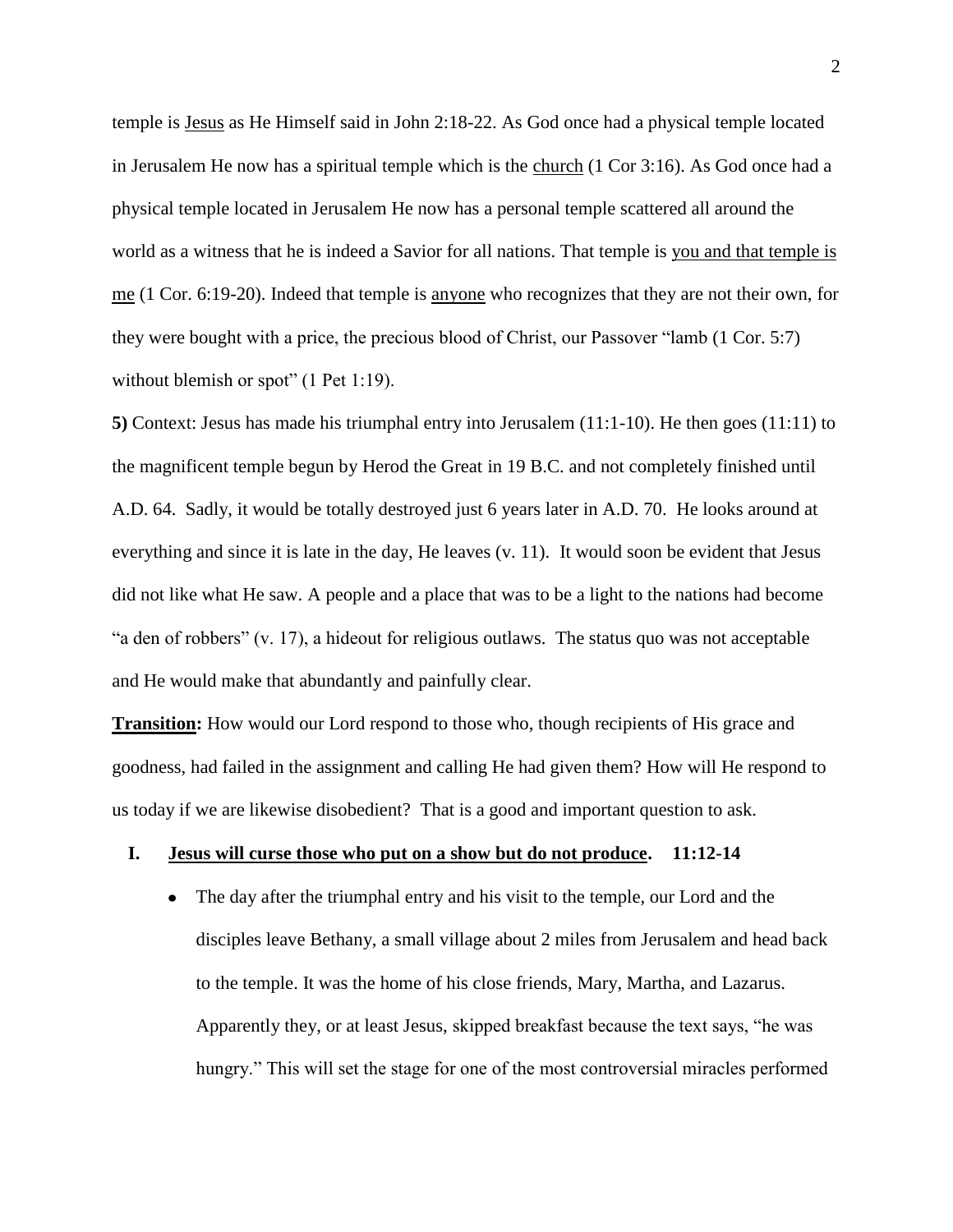temple is <u>Jesus</u> as He Himself said in John 2:18-22. As God once had a physical temple located in Jerusalem He now has a spiritual temple which is the <u>church</u> (1 Cor 3:16). As God once had a physical temple located in Jerusalem He now has a personal temple scattered all around the world as a witness that he is indeed a Savior for all nations. That temple is <u>you and that temple is me</u> (1 Cor. 6:19-20). Indeed that temple is <u>anyone</u> who recognizes that they are not their own, for they were bought with a price, the precious blood of Christ, our Passover "lamb (1 Cor. 5:7) without blemish or spot" (1 Pet 1:19).

**5)** Context: Jesus has made his triumphal entry into Jerusalem (11:1-10). He then goes (11:11) to the magnificent temple begun by Herod the Great in 19 B.C. and not completely finished until A.D. 64. Sadly, it would be totally destroyed just 6 years later in A.D. 70. He looks around at everything and since it is late in the day, He leaves (v. 11). It would soon be evident that Jesus did not like what He saw. A people and a place that was to be a light to the nations had become "a den of robbers" (v. 17), a hideout for religious outlaws. The status quo was not acceptable and He would make that abundantly and painfully clear.

**<u>Transition</u>:** How would our Lord respond to those who, though recipients of His grace and goodness, had failed in the assignment and calling He had given them? How will He respond to us today if we are likewise disobedient? That is a good and important question to ask.

**I. <u>Jesus will curse those who put on a show but do not produce</u>. 11:12-14**

- The day after the triumphal entry and his visit to the temple, our Lord and the disciples leave Bethany, a small village about 2 miles from Jerusalem and head back to the temple. It was the home of his close friends, Mary, Martha, and Lazarus. Apparently they, or at least Jesus, skipped breakfast because the text says, "he was hungry." This will set the stage for one of the most controversial miracles performed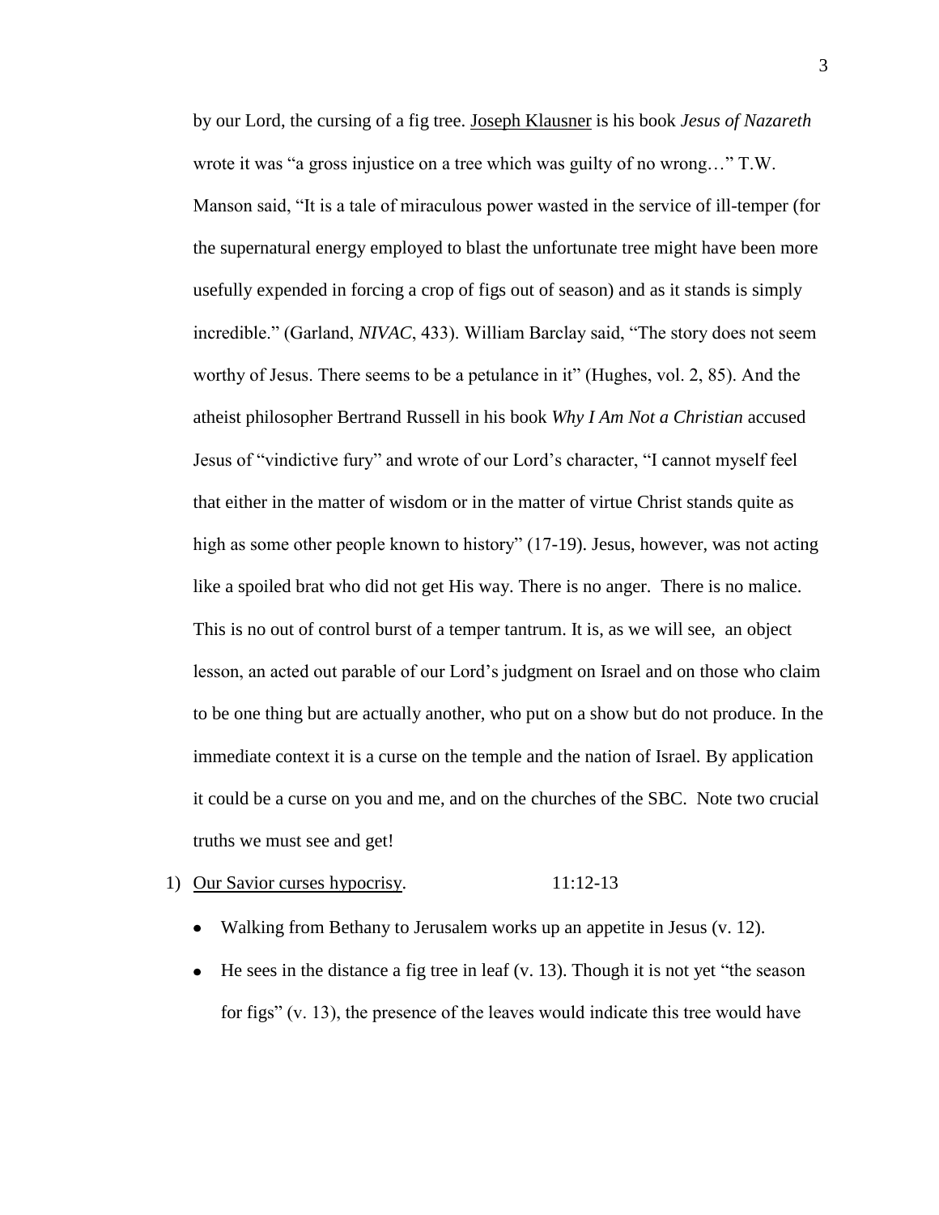by our Lord, the cursing of a fig tree. Joseph Klausner is his book *Jesus of Nazareth* wrote it was "a gross injustice on a tree which was guilty of no wrong…" T.W. Manson said, "It is a tale of miraculous power wasted in the service of ill-temper (for the supernatural energy employed to blast the unfortunate tree might have been more usefully expended in forcing a crop of figs out of season) and as it stands is simply incredible." (Garland, *NIVAC*, 433). William Barclay said, "The story does not seem worthy of Jesus. There seems to be a petulance in it" (Hughes, vol. 2, 85). And the atheist philosopher Bertrand Russell in his book *Why I Am Not a Christian* accused Jesus of "vindictive fury" and wrote of our Lord's character, "I cannot myself feel that either in the matter of wisdom or in the matter of virtue Christ stands quite as high as some other people known to history" (17-19). Jesus, however, was not acting like a spoiled brat who did not get His way. There is no anger. There is no malice. This is no out of control burst of a temper tantrum. It is, as we will see, an object lesson, an acted out parable of our Lord's judgment on Israel and on those who claim to be one thing but are actually another, who put on a show but do not produce. In the immediate context it is a curse on the temple and the nation of Israel. By application it could be a curse on you and me, and on the churches of the SBC. Note two crucial truths we must see and get!

1) Our Savior curses hypocrisy. 11:12-13

- Walking from Bethany to Jerusalem works up an appetite in Jesus (v. 12).
- He sees in the distance a fig tree in leaf (v. 13). Though it is not yet "the season for figs" (v. 13), the presence of the leaves would indicate this tree would have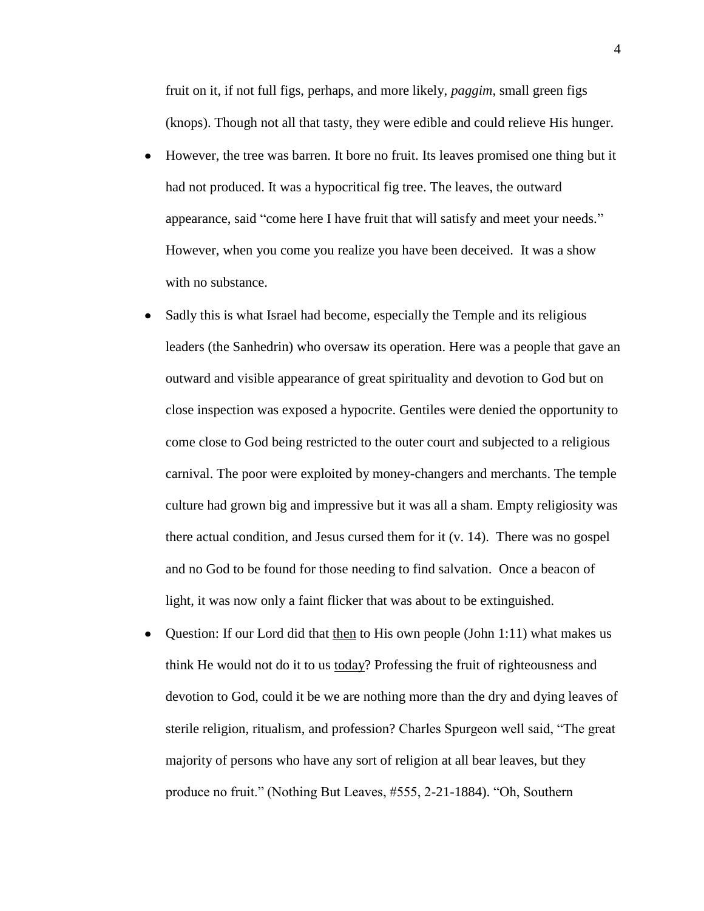fruit on it, if not full figs, perhaps, and more likely, *paggim*, small green figs (knops). Though not all that tasty, they were edible and could relieve His hunger.

- However, the tree was barren. It bore no fruit. Its leaves promised one thing but it had not produced. It was a hypocritical fig tree. The leaves, the outward appearance, said "come here I have fruit that will satisfy and meet your needs." However, when you come you realize you have been deceived. It was a show with no substance.
- Sadly this is what Israel had become, especially the Temple and its religious leaders (the Sanhedrin) who oversaw its operation. Here was a people that gave an outward and visible appearance of great spirituality and devotion to God but on close inspection was exposed a hypocrite. Gentiles were denied the opportunity to come close to God being restricted to the outer court and subjected to a religious carnival. The poor were exploited by money-changers and merchants. The temple culture had grown big and impressive but it was all a sham. Empty religiosity was there actual condition, and Jesus cursed them for it (v. 14). There was no gospel and no God to be found for those needing to find salvation. Once a beacon of light, it was now only a faint flicker that was about to be extinguished.
- Question: If our Lord did that <u>then</u> to His own people (John 1:11) what makes us think He would not do it to us <u>today</u>? Professing the fruit of righteousness and devotion to God, could it be we are nothing more than the dry and dying leaves of sterile religion, ritualism, and profession? Charles Spurgeon well said, "The great majority of persons who have any sort of religion at all bear leaves, but they produce no fruit." (Nothing But Leaves, #555, 2-21-1884). "Oh, Southern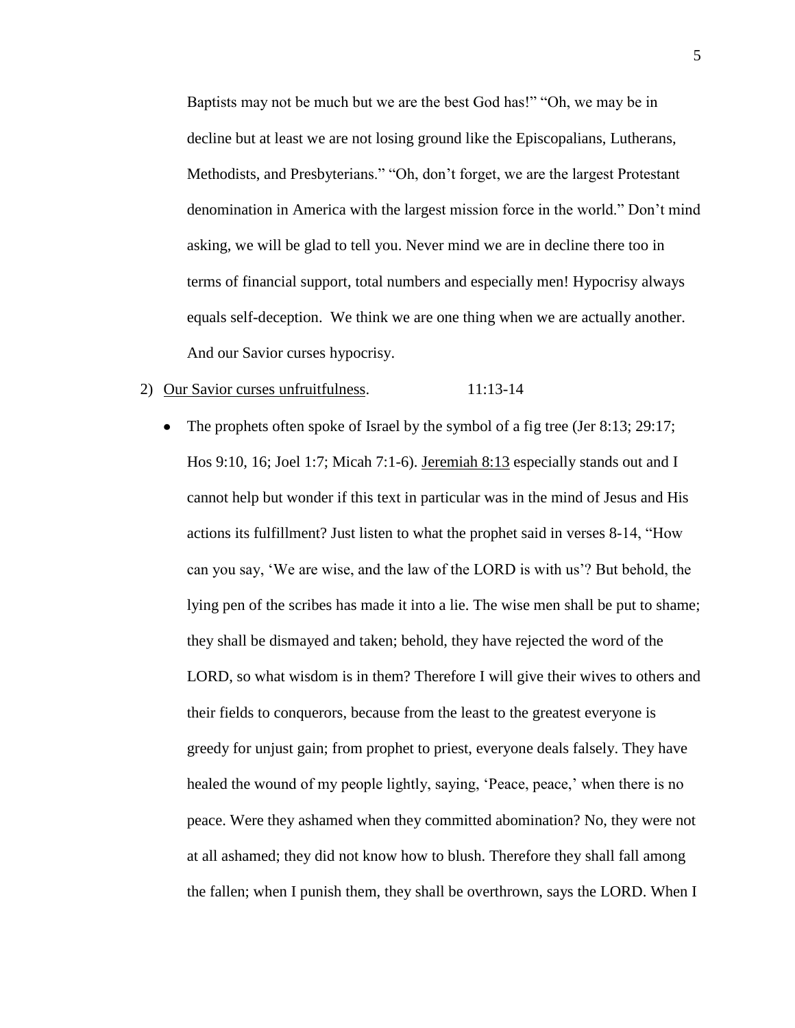Baptists may not be much but we are the best God has!" "Oh, we may be in decline but at least we are not losing ground like the Episcopalians, Lutherans, Methodists, and Presbyterians." "Oh, don't forget, we are the largest Protestant denomination in America with the largest mission force in the world." Don't mind asking, we will be glad to tell you. Never mind we are in decline there too in terms of financial support, total numbers and especially men! Hypocrisy always equals self-deception. We think we are one thing when we are actually another. And our Savior curses hypocrisy.

2) <u>Our Savior curses unfruitfulness</u>. 11:13-14

- The prophets often spoke of Israel by the symbol of a fig tree (Jer 8:13; 29:17; Hos 9:10, 16; Joel 1:7; Micah 7:1-6). <u>Jeremiah 8:13</u> especially stands out and I cannot help but wonder if this text in particular was in the mind of Jesus and His actions its fulfillment? Just listen to what the prophet said in verses 8-14, "How can you say, 'We are wise, and the law of the LORD is with us'? But behold, the lying pen of the scribes has made it into a lie. The wise men shall be put to shame; they shall be dismayed and taken; behold, they have rejected the word of the LORD, so what wisdom is in them? Therefore I will give their wives to others and their fields to conquerors, because from the least to the greatest everyone is greedy for unjust gain; from prophet to priest, everyone deals falsely. They have healed the wound of my people lightly, saying, 'Peace, peace,' when there is no peace. Were they ashamed when they committed abomination? No, they were not at all ashamed; they did not know how to blush. Therefore they shall fall among the fallen; when I punish them, they shall be overthrown, says the LORD. When I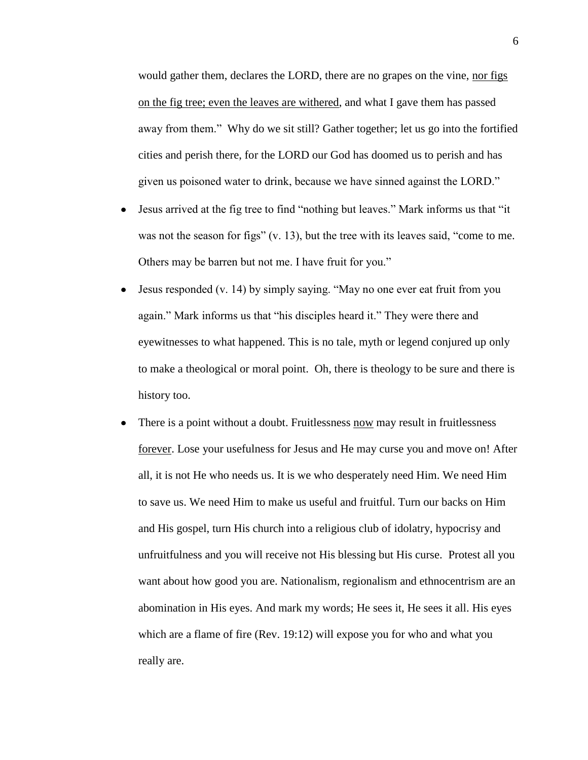would gather them, declares the LORD, there are no grapes on the vine, <u>nor figs on the fig tree; even the leaves are withered</u>, and what I gave them has passed away from them." Why do we sit still? Gather together; let us go into the fortified cities and perish there, for the LORD our God has doomed us to perish and has given us poisoned water to drink, because we have sinned against the LORD."

- Jesus arrived at the fig tree to find "nothing but leaves." Mark informs us that "it was not the season for figs" (v. 13), but the tree with its leaves said, "come to me. Others may be barren but not me. I have fruit for you."
- Jesus responded (v. 14) by simply saying. "May no one ever eat fruit from you again." Mark informs us that "his disciples heard it." They were there and eyewitnesses to what happened. This is no tale, myth or legend conjured up only to make a theological or moral point. Oh, there is theology to be sure and there is history too.
- There is a point without a doubt. Fruitlessness <u>now</u> may result in fruitlessness <u>forever</u>. Lose your usefulness for Jesus and He may curse you and move on! After all, it is not He who needs us. It is we who desperately need Him. We need Him to save us. We need Him to make us useful and fruitful. Turn our backs on Him and His gospel, turn His church into a religious club of idolatry, hypocrisy and unfruitfulness and you will receive not His blessing but His curse. Protest all you want about how good you are. Nationalism, regionalism and ethnocentrism are an abomination in His eyes. And mark my words; He sees it, He sees it all. His eyes which are a flame of fire (Rev. 19:12) will expose you for who and what you really are.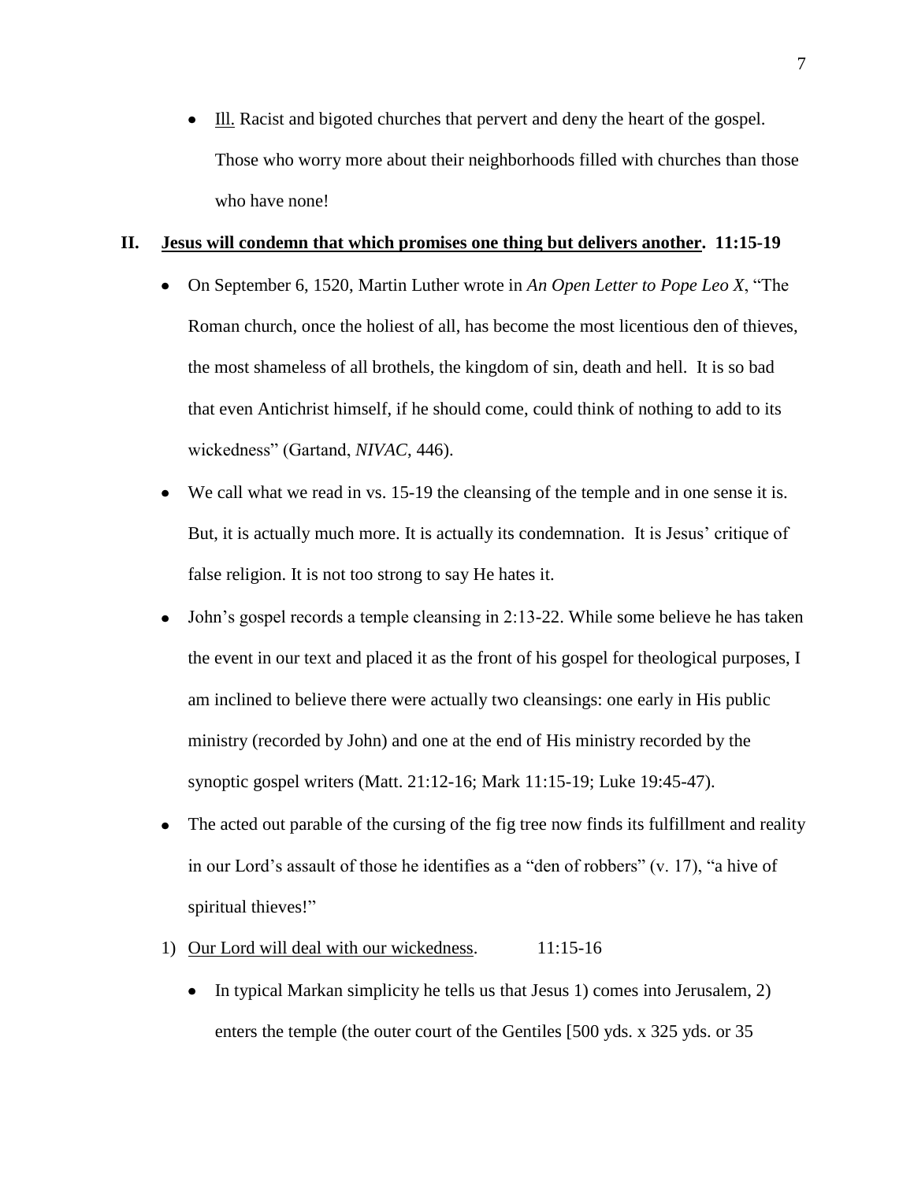- Ill. Racist and bigoted churches that pervert and deny the heart of the gospel. Those who worry more about their neighborhoods filled with churches than those who have none!

## II. **Jesus will condemn that which promises one thing but delivers another. 11:15-19**

- On September 6, 1520, Martin Luther wrote in *An Open Letter to Pope Leo X*, "The Roman church, once the holiest of all, has become the most licentious den of thieves, the most shameless of all brothels, the kingdom of sin, death and hell. It is so bad that even Antichrist himself, if he should come, could think of nothing to add to its wickedness" (Gartand, *NIVAC*, 446).
- We call what we read in vs. 15-19 the cleansing of the temple and in one sense it is. But, it is actually much more. It is actually its condemnation. It is Jesus' critique of false religion. It is not too strong to say He hates it.
- John's gospel records a temple cleansing in 2:13-22. While some believe he has taken the event in our text and placed it as the front of his gospel for theological purposes, I am inclined to believe there were actually two cleansings: one early in His public ministry (recorded by John) and one at the end of His ministry recorded by the synoptic gospel writers (Matt. 21:12-16; Mark 11:15-19; Luke 19:45-47).
- The acted out parable of the cursing of the fig tree now finds its fulfillment and reality in our Lord's assault of those he identifies as a "den of robbers" (v. 17), "a hive of spiritual thieves!"

1) Our Lord will deal with our wickedness. 11:15-16
   - In typical Markan simplicity he tells us that Jesus 1) comes into Jerusalem, 2) enters the temple (the outer court of the Gentiles [500 yds. x 325 yds. or 35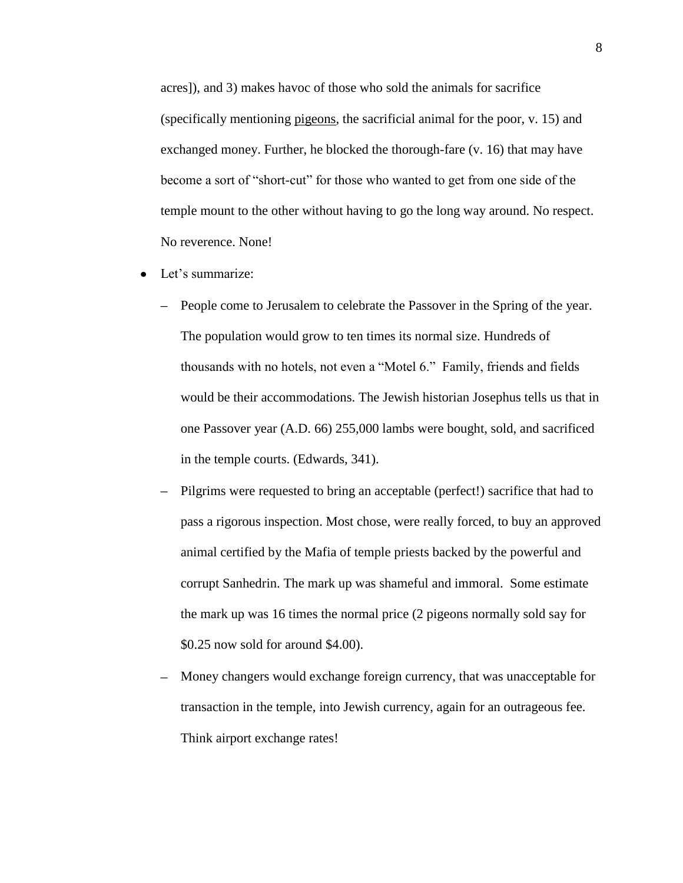acres]), and 3) makes havoc of those who sold the animals for sacrifice (specifically mentioning <u>pigeons</u>, the sacrificial animal for the poor, v. 15) and exchanged money. Further, he blocked the thorough-fare (v. 16) that may have become a sort of "short-cut" for those who wanted to get from one side of the temple mount to the other without having to go the long way around. No respect. No reverence. None!

- Let's summarize:
  - People come to Jerusalem to celebrate the Passover in the Spring of the year. The population would grow to ten times its normal size. Hundreds of thousands with no hotels, not even a "Motel 6." Family, friends and fields would be their accommodations. The Jewish historian Josephus tells us that in one Passover year (A.D. 66) 255,000 lambs were bought, sold, and sacrificed in the temple courts. (Edwards, 341).
  - Pilgrims were requested to bring an acceptable (perfect!) sacrifice that had to pass a rigorous inspection. Most chose, were really forced, to buy an approved animal certified by the Mafia of temple priests backed by the powerful and corrupt Sanhedrin. The mark up was shameful and immoral. Some estimate the mark up was 16 times the normal price (2 pigeons normally sold say for $0.25 now sold for around $4.00).
  - Money changers would exchange foreign currency, that was unacceptable for transaction in the temple, into Jewish currency, again for an outrageous fee. Think airport exchange rates!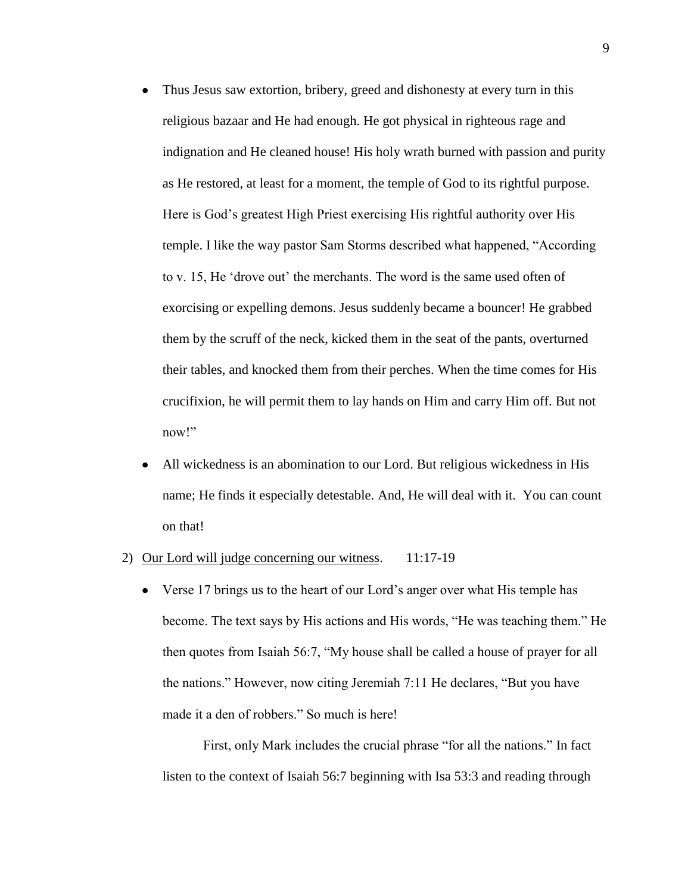- Thus Jesus saw extortion, bribery, greed and dishonesty at every turn in this religious bazaar and He had enough. He got physical in righteous rage and indignation and He cleaned house! His holy wrath burned with passion and purity as He restored, at least for a moment, the temple of God to its rightful purpose. Here is God's greatest High Priest exercising His rightful authority over His temple. I like the way pastor Sam Storms described what happened, "According to v. 15, He 'drove out' the merchants. The word is the same used often of exorcising or expelling demons. Jesus suddenly became a bouncer! He grabbed them by the scruff of the neck, kicked them in the seat of the pants, overturned their tables, and knocked them from their perches. When the time comes for His crucifixion, he will permit them to lay hands on Him and carry Him off. But not now!"
- All wickedness is an abomination to our Lord. But religious wickedness in His name; He finds it especially detestable. And, He will deal with it. You can count on that!

2) <u>Our Lord will judge concerning our witness</u>. 11:17-19

- Verse 17 brings us to the heart of our Lord's anger over what His temple has become. The text says by His actions and His words, "He was teaching them." He then quotes from Isaiah 56:7, "My house shall be called a house of prayer for all the nations." However, now citing Jeremiah 7:11 He declares, "But you have made it a den of robbers." So much is here!

  First, only Mark includes the crucial phrase "for all the nations." In fact listen to the context of Isaiah 56:7 beginning with Isa 53:3 and reading through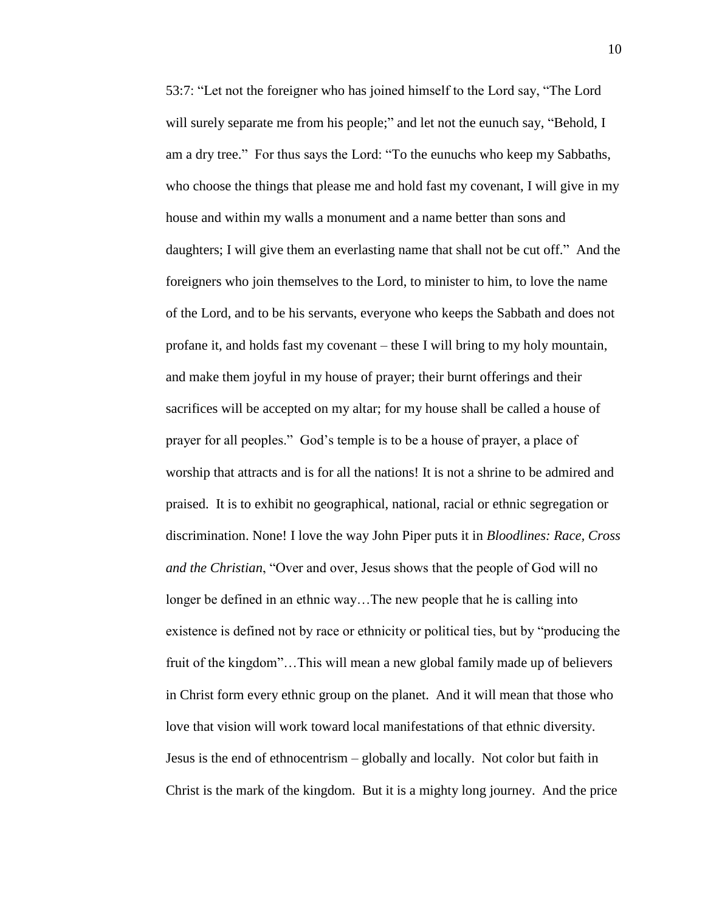53:7: "Let not the foreigner who has joined himself to the Lord say, "The Lord will surely separate me from his people;" and let not the eunuch say, "Behold, I am a dry tree." For thus says the Lord: "To the eunuchs who keep my Sabbaths, who choose the things that please me and hold fast my covenant, I will give in my house and within my walls a monument and a name better than sons and daughters; I will give them an everlasting name that shall not be cut off." And the foreigners who join themselves to the Lord, to minister to him, to love the name of the Lord, and to be his servants, everyone who keeps the Sabbath and does not profane it, and holds fast my covenant – these I will bring to my holy mountain, and make them joyful in my house of prayer; their burnt offerings and their sacrifices will be accepted on my altar; for my house shall be called a house of prayer for all peoples." God's temple is to be a house of prayer, a place of worship that attracts and is for all the nations! It is not a shrine to be admired and praised. It is to exhibit no geographical, national, racial or ethnic segregation or discrimination. None! I love the way John Piper puts it in *Bloodlines: Race, Cross and the Christian*, "Over and over, Jesus shows that the people of God will no longer be defined in an ethnic way…The new people that he is calling into existence is defined not by race or ethnicity or political ties, but by "producing the fruit of the kingdom"…This will mean a new global family made up of believers in Christ form every ethnic group on the planet. And it will mean that those who love that vision will work toward local manifestations of that ethnic diversity. Jesus is the end of ethnocentrism – globally and locally. Not color but faith in Christ is the mark of the kingdom. But it is a mighty long journey. And the price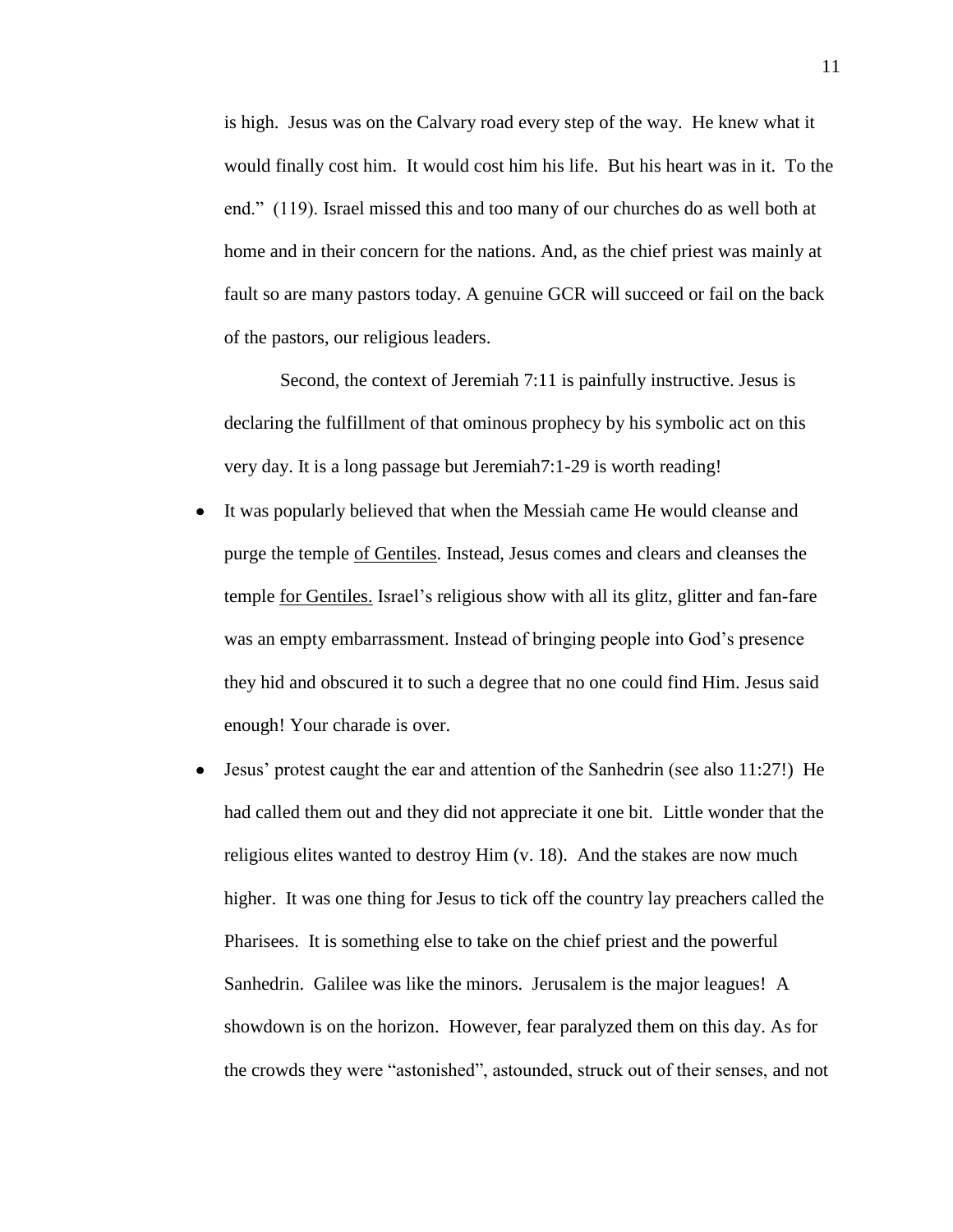is high. Jesus was on the Calvary road every step of the way. He knew what it would finally cost him. It would cost him his life. But his heart was in it. To the end." (119). Israel missed this and too many of our churches do as well both at home and in their concern for the nations. And, as the chief priest was mainly at fault so are many pastors today. A genuine GCR will succeed or fail on the back of the pastors, our religious leaders.

Second, the context of Jeremiah 7:11 is painfully instructive. Jesus is declaring the fulfillment of that ominous prophecy by his symbolic act on this very day. It is a long passage but Jeremiah7:1-29 is worth reading!

- It was popularly believed that when the Messiah came He would cleanse and purge the temple <u>of Gentiles</u>. Instead, Jesus comes and clears and cleanses the temple <u>for Gentiles.</u> Israel's religious show with all its glitz, glitter and fan-fare was an empty embarrassment. Instead of bringing people into God's presence they hid and obscured it to such a degree that no one could find Him. Jesus said enough! Your charade is over.
- Jesus' protest caught the ear and attention of the Sanhedrin (see also 11:27!) He had called them out and they did not appreciate it one bit. Little wonder that the religious elites wanted to destroy Him (v. 18). And the stakes are now much higher. It was one thing for Jesus to tick off the country lay preachers called the Pharisees. It is something else to take on the chief priest and the powerful Sanhedrin. Galilee was like the minors. Jerusalem is the major leagues! A showdown is on the horizon. However, fear paralyzed them on this day. As for the crowds they were "astonished", astounded, struck out of their senses, and not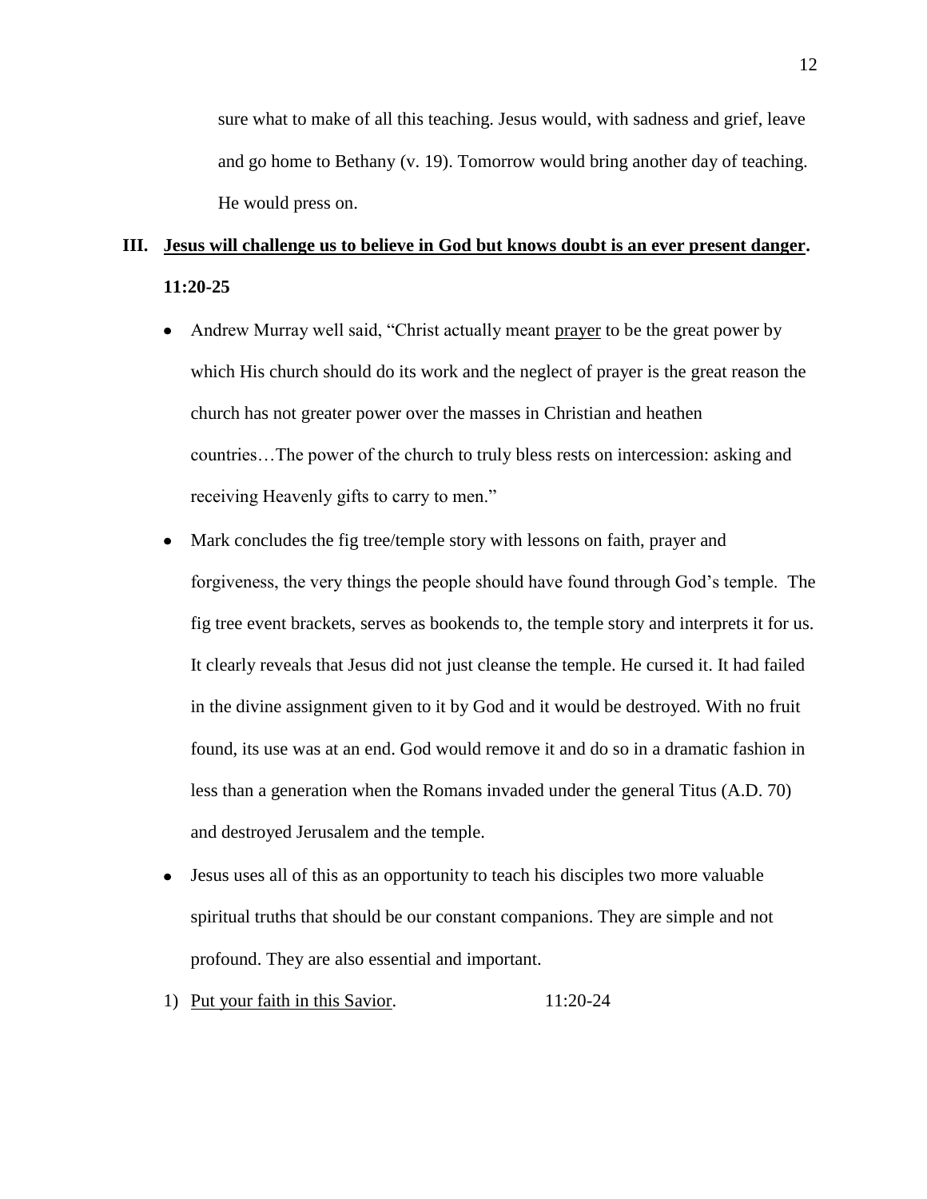sure what to make of all this teaching. Jesus would, with sadness and grief, leave and go home to Bethany (v. 19). Tomorrow would bring another day of teaching. He would press on.

## III. <u>Jesus will challenge us to believe in God but knows doubt is an ever present danger</u>. 11:20-25

- Andrew Murray well said, "Christ actually meant <u>prayer</u> to be the great power by which His church should do its work and the neglect of prayer is the great reason the church has not greater power over the masses in Christian and heathen countries…The power of the church to truly bless rests on intercession: asking and receiving Heavenly gifts to carry to men."
- Mark concludes the fig tree/temple story with lessons on faith, prayer and forgiveness, the very things the people should have found through God's temple. The fig tree event brackets, serves as bookends to, the temple story and interprets it for us. It clearly reveals that Jesus did not just cleanse the temple. He cursed it. It had failed in the divine assignment given to it by God and it would be destroyed. With no fruit found, its use was at an end. God would remove it and do so in a dramatic fashion in less than a generation when the Romans invaded under the general Titus (A.D. 70) and destroyed Jerusalem and the temple.
- Jesus uses all of this as an opportunity to teach his disciples two more valuable spiritual truths that should be our constant companions. They are simple and not profound. They are also essential and important.

1) <u>Put your faith in this Savior</u>. 11:20-24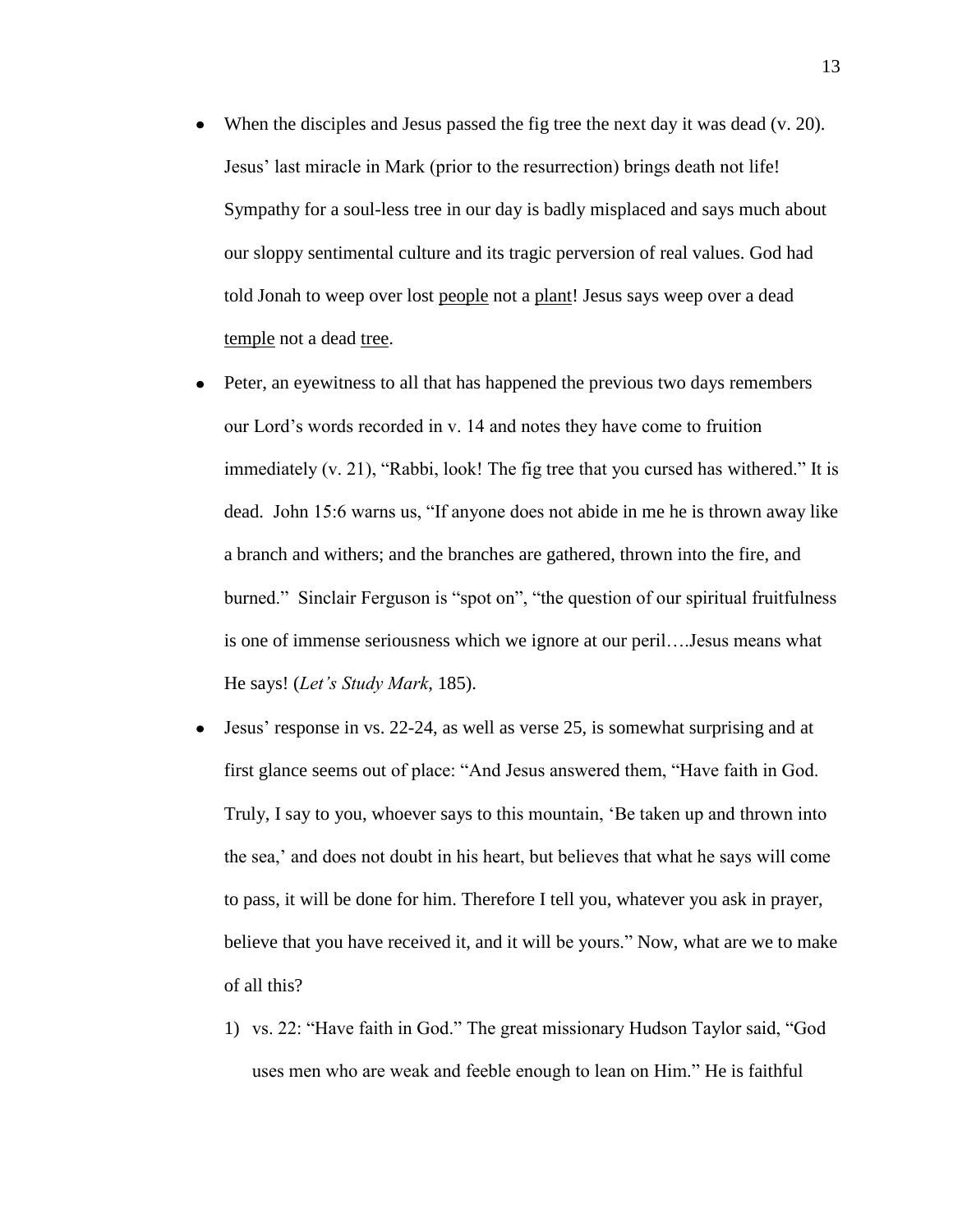- When the disciples and Jesus passed the fig tree the next day it was dead (v. 20). Jesus' last miracle in Mark (prior to the resurrection) brings death not life! Sympathy for a soul-less tree in our day is badly misplaced and says much about our sloppy sentimental culture and its tragic perversion of real values. God had told Jonah to weep over lost <u>people</u> not a <u>plant</u>! Jesus says weep over a dead <u>temple</u> not a dead <u>tree</u>.
- Peter, an eyewitness to all that has happened the previous two days remembers our Lord's words recorded in v. 14 and notes they have come to fruition immediately (v. 21), "Rabbi, look! The fig tree that you cursed has withered." It is dead. John 15:6 warns us, "If anyone does not abide in me he is thrown away like a branch and withers; and the branches are gathered, thrown into the fire, and burned." Sinclair Ferguson is "spot on", "the question of our spiritual fruitfulness is one of immense seriousness which we ignore at our peril….Jesus means what He says! (*Let's Study Mark*, 185).
- Jesus' response in vs. 22-24, as well as verse 25, is somewhat surprising and at first glance seems out of place: "And Jesus answered them, "Have faith in God. Truly, I say to you, whoever says to this mountain, 'Be taken up and thrown into the sea,' and does not doubt in his heart, but believes that what he says will come to pass, it will be done for him. Therefore I tell you, whatever you ask in prayer, believe that you have received it, and it will be yours." Now, what are we to make of all this?
  1) vs. 22: "Have faith in God." The great missionary Hudson Taylor said, "God uses men who are weak and feeble enough to lean on Him." He is faithful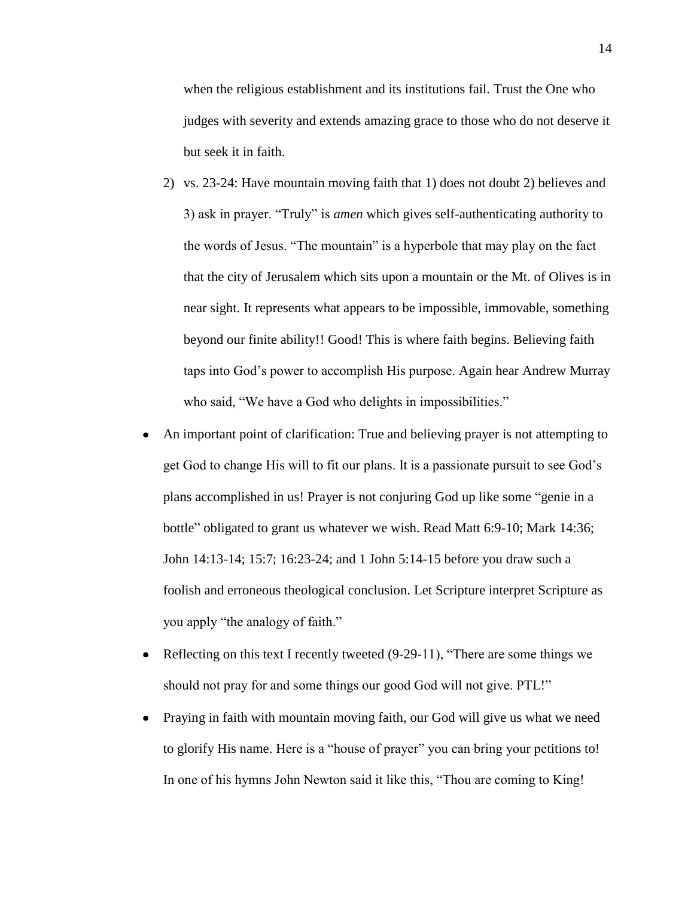when the religious establishment and its institutions fail. Trust the One who judges with severity and extends amazing grace to those who do not deserve it but seek it in faith.

2) vs. 23-24: Have mountain moving faith that 1) does not doubt 2) believes and 3) ask in prayer. "Truly" is *amen* which gives self-authenticating authority to the words of Jesus. "The mountain" is a hyperbole that may play on the fact that the city of Jerusalem which sits upon a mountain or the Mt. of Olives is in near sight. It represents what appears to be impossible, immovable, something beyond our finite ability!! Good! This is where faith begins. Believing faith taps into God's power to accomplish His purpose. Again hear Andrew Murray who said, "We have a God who delights in impossibilities."

- An important point of clarification: True and believing prayer is not attempting to get God to change His will to fit our plans. It is a passionate pursuit to see God's plans accomplished in us! Prayer is not conjuring God up like some "genie in a bottle" obligated to grant us whatever we wish. Read Matt 6:9-10; Mark 14:36; John 14:13-14; 15:7; 16:23-24; and 1 John 5:14-15 before you draw such a foolish and erroneous theological conclusion. Let Scripture interpret Scripture as you apply "the analogy of faith."
- Reflecting on this text I recently tweeted (9-29-11), "There are some things we should not pray for and some things our good God will not give. PTL!"
- Praying in faith with mountain moving faith, our God will give us what we need to glorify His name. Here is a "house of prayer" you can bring your petitions to! In one of his hymns John Newton said it like this, "Thou are coming to King!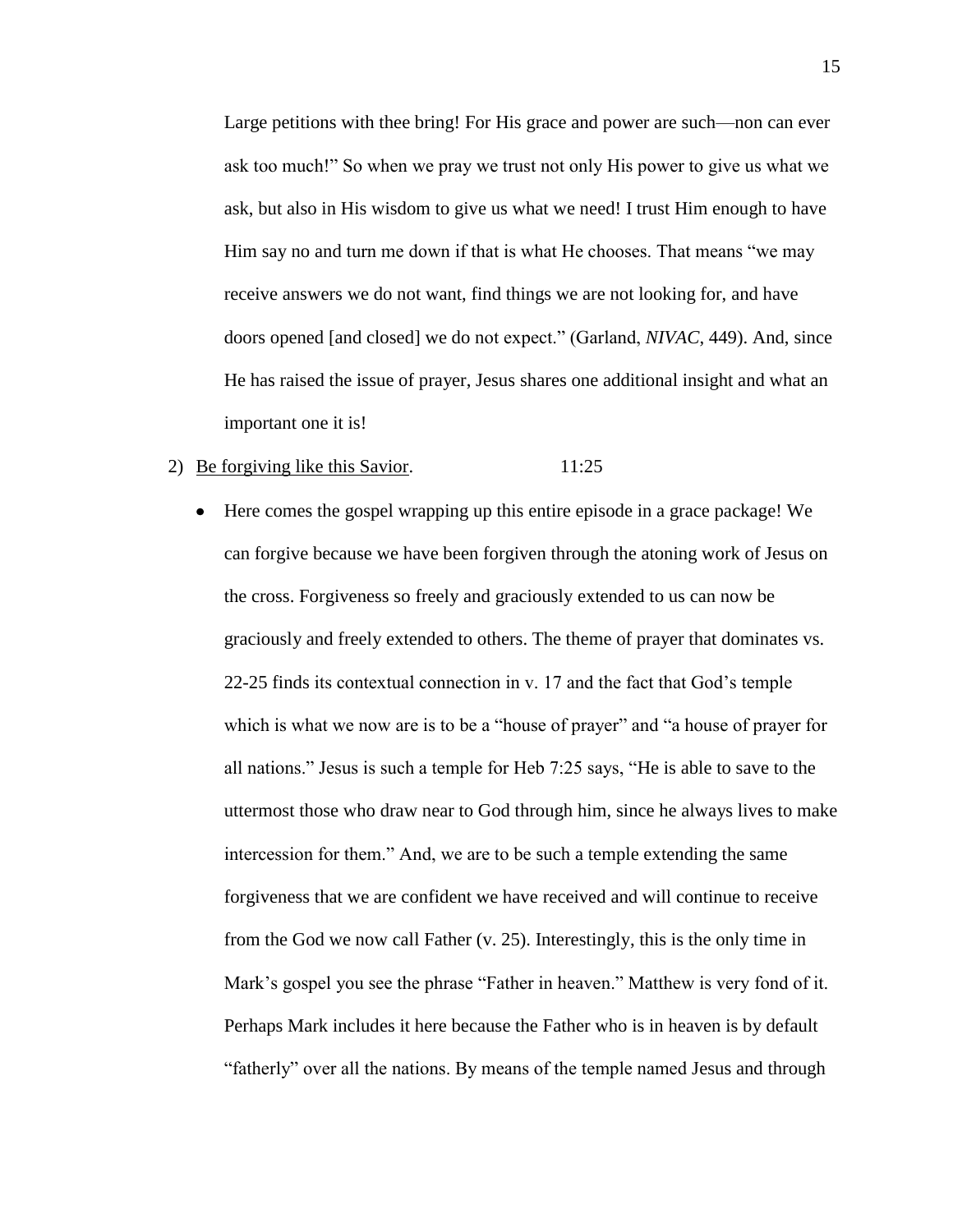Large petitions with thee bring! For His grace and power are such—non can ever ask too much!" So when we pray we trust not only His power to give us what we ask, but also in His wisdom to give us what we need! I trust Him enough to have Him say no and turn me down if that is what He chooses. That means "we may receive answers we do not want, find things we are not looking for, and have doors opened [and closed] we do not expect." (Garland, *NIVAC*, 449). And, since He has raised the issue of prayer, Jesus shares one additional insight and what an important one it is!

2) <u>Be forgiving like this Savior</u>. 11:25

- Here comes the gospel wrapping up this entire episode in a grace package! We can forgive because we have been forgiven through the atoning work of Jesus on the cross. Forgiveness so freely and graciously extended to us can now be graciously and freely extended to others. The theme of prayer that dominates vs. 22-25 finds its contextual connection in v. 17 and the fact that God's temple which is what we now are is to be a "house of prayer" and "a house of prayer for all nations." Jesus is such a temple for Heb 7:25 says, "He is able to save to the uttermost those who draw near to God through him, since he always lives to make intercession for them." And, we are to be such a temple extending the same forgiveness that we are confident we have received and will continue to receive from the God we now call Father (v. 25). Interestingly, this is the only time in Mark's gospel you see the phrase "Father in heaven." Matthew is very fond of it. Perhaps Mark includes it here because the Father who is in heaven is by default "fatherly" over all the nations. By means of the temple named Jesus and through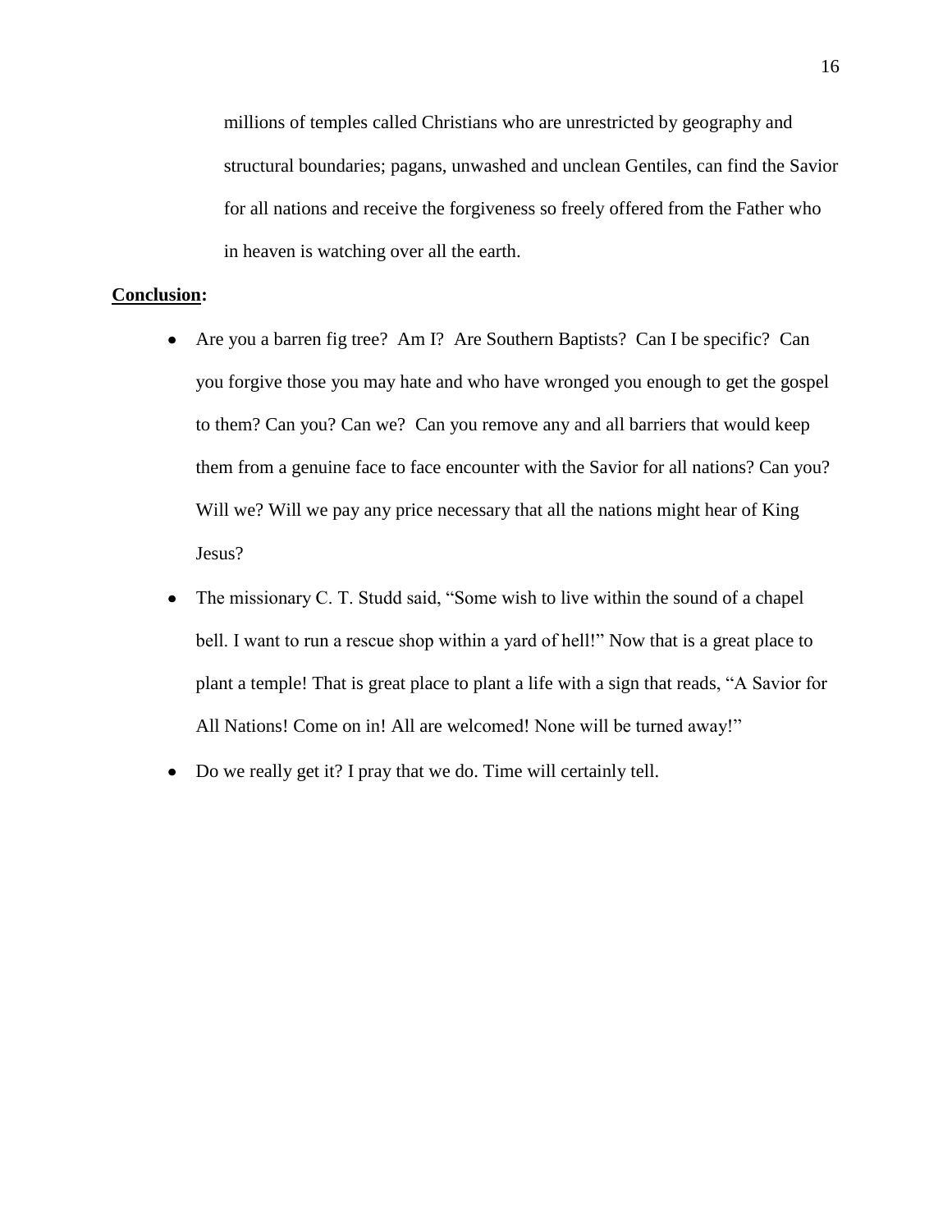millions of temples called Christians who are unrestricted by geography and structural boundaries; pagans, unwashed and unclean Gentiles, can find the Savior for all nations and receive the forgiveness so freely offered from the Father who in heaven is watching over all the earth.

**Conclusion:**

- Are you a barren fig tree? Am I? Are Southern Baptists? Can I be specific? Can you forgive those you may hate and who have wronged you enough to get the gospel to them? Can you? Can we? Can you remove any and all barriers that would keep them from a genuine face to face encounter with the Savior for all nations? Can you? Will we? Will we pay any price necessary that all the nations might hear of King Jesus?
- The missionary C. T. Studd said, "Some wish to live within the sound of a chapel bell. I want to run a rescue shop within a yard of hell!" Now that is a great place to plant a temple! That is great place to plant a life with a sign that reads, "A Savior for All Nations! Come on in! All are welcomed! None will be turned away!"
- Do we really get it? I pray that we do. Time will certainly tell.